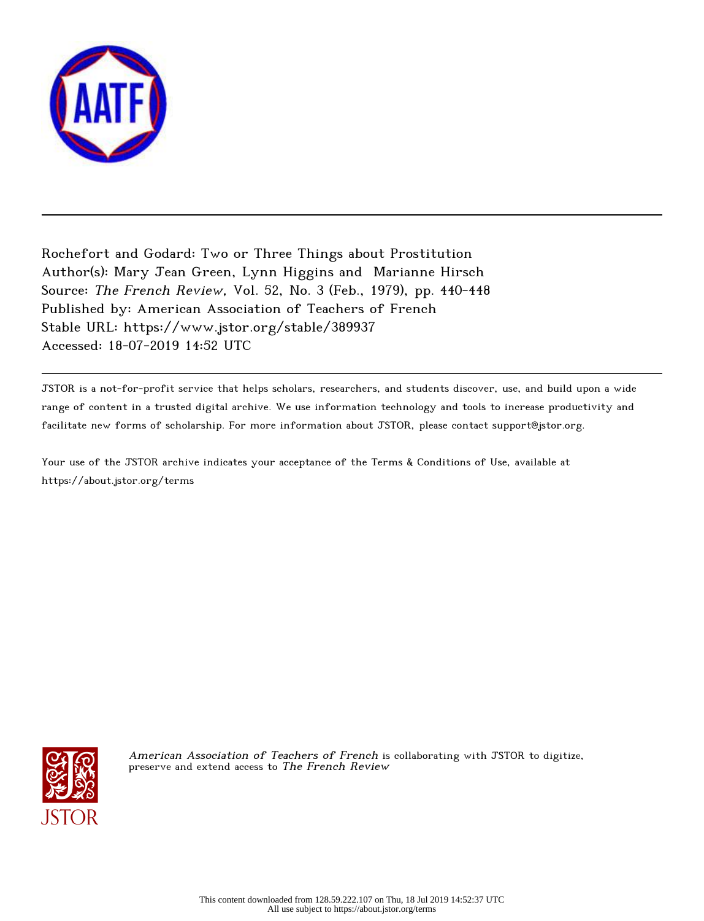Rochefort and Godard: Two or Three Things about Prostitution
Author(s): Mary Jean Green, Lynn Higgins and Marianne Hirsch
Source: *The French Review*, Vol. 52, No. 3 (Feb., 1979), pp. 440-448
Published by: American Association of Teachers of French
Stable URL: https://www.jstor.org/stable/389937
Accessed: 18-07-2019 14:52 UTC

JSTOR is a not-for-profit service that helps scholars, researchers, and students discover, use, and build upon a wide range of content in a trusted digital archive. We use information technology and tools to increase productivity and facilitate new forms of scholarship. For more information about JSTOR, please contact support@jstor.org.

Your use of the JSTOR archive indicates your acceptance of the Terms & Conditions of Use, available at https://about.jstor.org/terms

*American Association of Teachers of French* is collaborating with JSTOR to digitize, preserve and extend access to *The French Review*

This content downloaded from 128.59.222.107 on Thu, 18 Jul 2019 14:52:37 UTC
All use subject to https://about.jstor.org/terms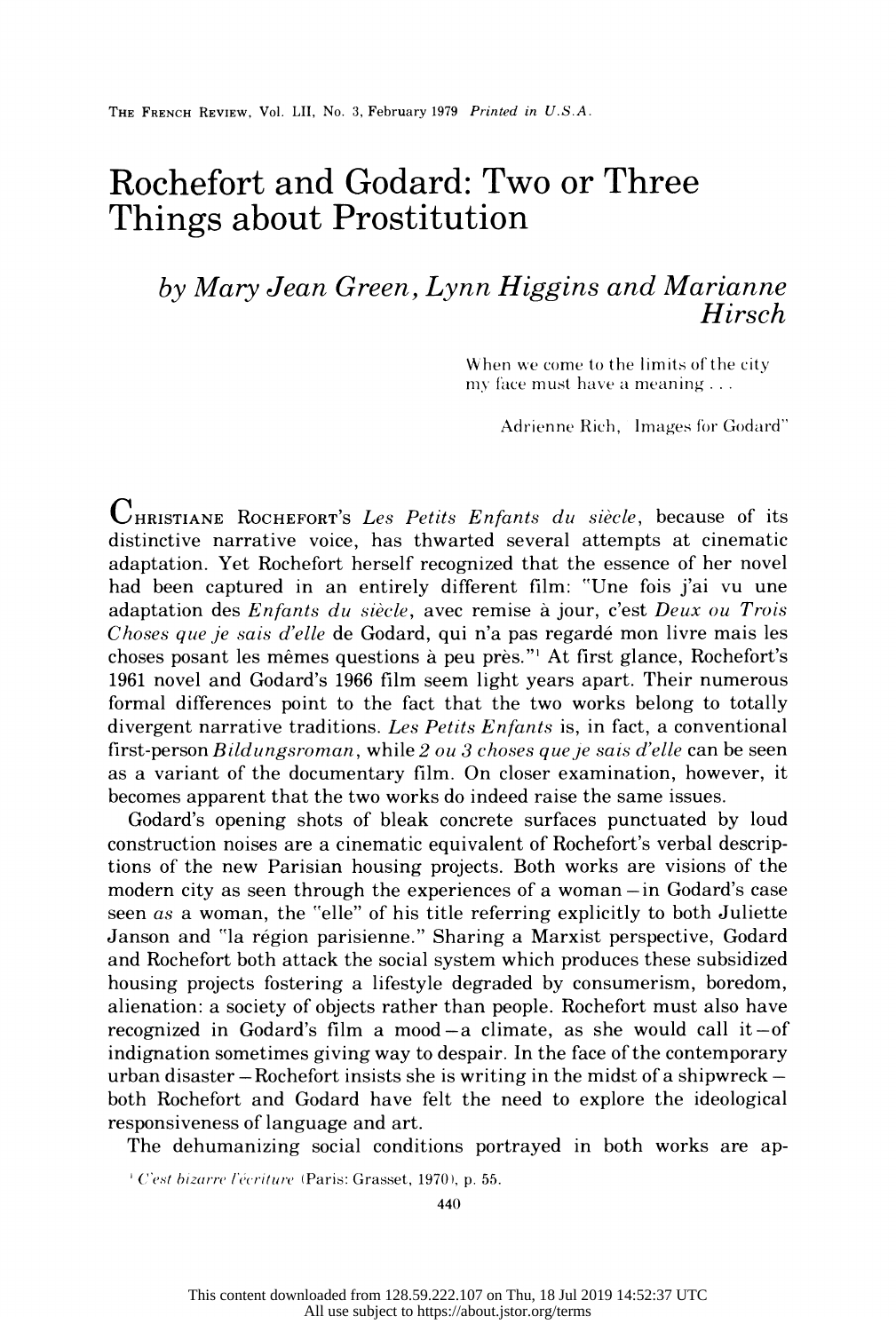# Rochefort and Godard: Two or Three Things about Prostitution

*by Mary Jean Green, Lynn Higgins and Marianne Hirsch*

> When we come to the limits of the city
> my face must have a meaning . . .
>
> Adrienne Rich, "Images for Godard"

CHRISTIANE ROCHEFORT'S *Les Petits Enfants du siècle*, because of its distinctive narrative voice, has thwarted several attempts at cinematic adaptation. Yet Rochefort herself recognized that the essence of her novel had been captured in an entirely different film: "Une fois j'ai vu une adaptation des *Enfants du siècle*, avec remise à jour, c'est *Deux ou Trois Choses que je sais d'elle* de Godard, qui n'a pas regardé mon livre mais les choses posant les mêmes questions à peu près."[1] At first glance, Rochefort's 1961 novel and Godard's 1966 film seem light years apart. Their numerous formal differences point to the fact that the two works belong to totally divergent narrative traditions. *Les Petits Enfants* is, in fact, a conventional first-person *Bildungsroman*, while *2 ou 3 choses que je sais d'elle* can be seen as a variant of the documentary film. On closer examination, however, it becomes apparent that the two works do indeed raise the same issues.

Godard's opening shots of bleak concrete surfaces punctuated by loud construction noises are a cinematic equivalent of Rochefort's verbal descriptions of the new Parisian housing projects. Both works are visions of the modern city as seen through the experiences of a woman—in Godard's case seen *as* a woman, the "elle" of his title referring explicitly to both Juliette Janson and "la région parisienne." Sharing a Marxist perspective, Godard and Rochefort both attack the social system which produces these subsidized housing projects fostering a lifestyle degraded by consumerism, boredom, alienation: a society of objects rather than people. Rochefort must also have recognized in Godard's film a mood—a climate, as she would call it—of indignation sometimes giving way to despair. In the face of the contemporary urban disaster—Rochefort insists she is writing in the midst of a shipwreck—both Rochefort and Godard have felt the need to explore the ideological responsiveness of language and art.

The dehumanizing social conditions portrayed in both works are ap-

[1] *C'est bizarre l'écriture* (Paris: Grasset, 1970), p. 55.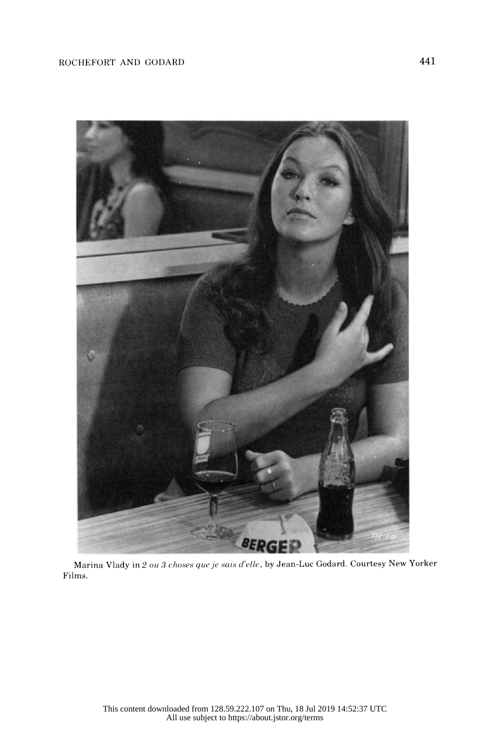Marina Vlady in *2 ou 3 choses que je sais d'elle*, by Jean-Luc Godard. Courtesy New Yorker Films.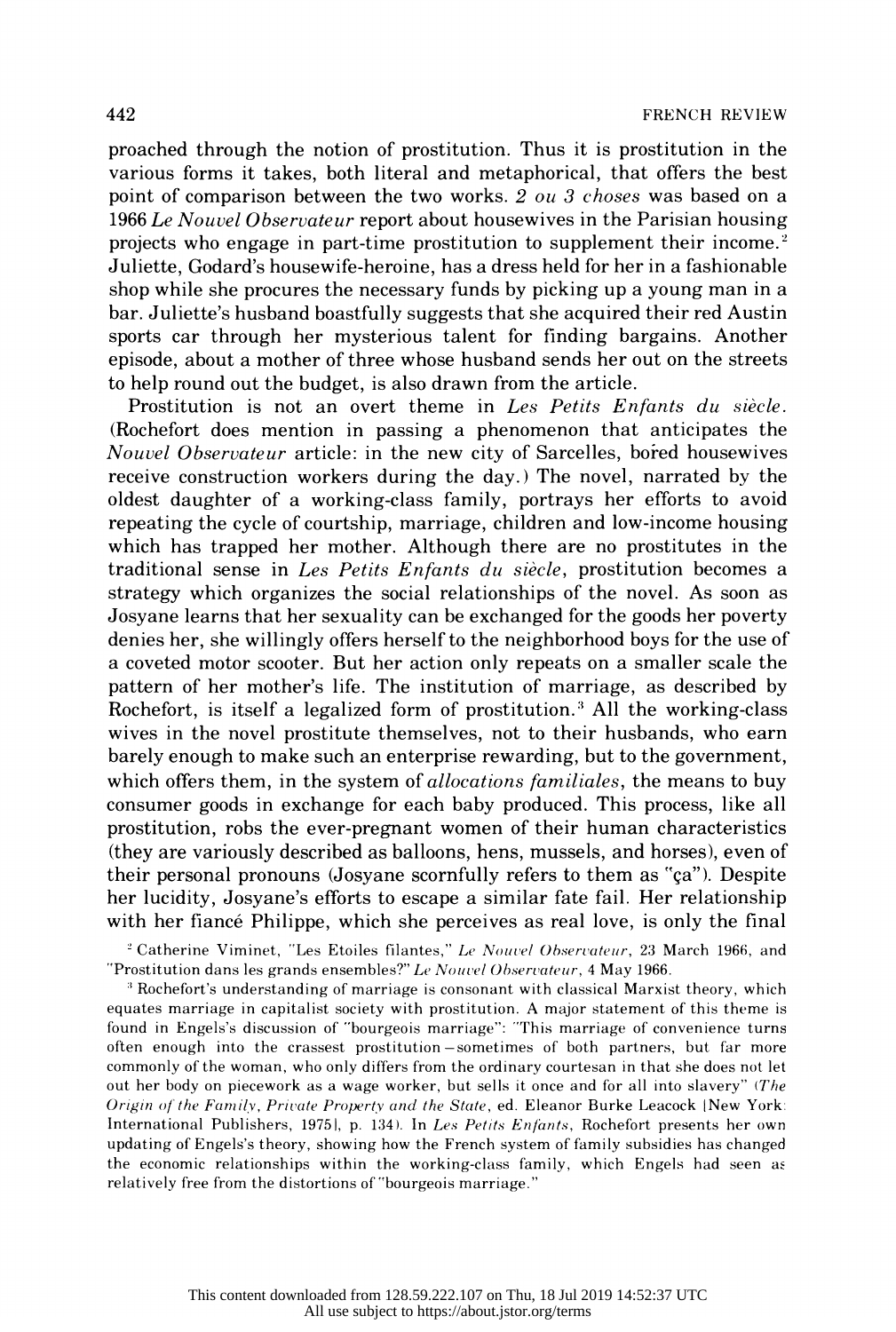proached through the notion of prostitution. Thus it is prostitution in the various forms it takes, both literal and metaphorical, that offers the best point of comparison between the two works. *2 ou 3 choses* was based on a 1966 *Le Nouvel Observateur* report about housewives in the Parisian housing projects who engage in part-time prostitution to supplement their income.[2] Juliette, Godard's housewife-heroine, has a dress held for her in a fashionable shop while she procures the necessary funds by picking up a young man in a bar. Juliette's husband boastfully suggests that she acquired their red Austin sports car through her mysterious talent for finding bargains. Another episode, about a mother of three whose husband sends her out on the streets to help round out the budget, is also drawn from the article.

Prostitution is not an overt theme in *Les Petits Enfants du siècle*. (Rochefort does mention in passing a phenomenon that anticipates the *Nouvel Observateur* article: in the new city of Sarcelles, bored housewives receive construction workers during the day.) The novel, narrated by the oldest daughter of a working-class family, portrays her efforts to avoid repeating the cycle of courtship, marriage, children and low-income housing which has trapped her mother. Although there are no prostitutes in the traditional sense in *Les Petits Enfants du siècle*, prostitution becomes a strategy which organizes the social relationships of the novel. As soon as Josyane learns that her sexuality can be exchanged for the goods her poverty denies her, she willingly offers herself to the neighborhood boys for the use of a coveted motor scooter. But her action only repeats on a smaller scale the pattern of her mother's life. The institution of marriage, as described by Rochefort, is itself a legalized form of prostitution.[3] All the working-class wives in the novel prostitute themselves, not to their husbands, who earn barely enough to make such an enterprise rewarding, but to the government, which offers them, in the system of *allocations familiales*, the means to buy consumer goods in exchange for each baby produced. This process, like all prostitution, robs the ever-pregnant women of their human characteristics (they are variously described as balloons, hens, mussels, and horses), even of their personal pronouns (Josyane scornfully refers to them as "ça"). Despite her lucidity, Josyane's efforts to escape a similar fate fail. Her relationship with her fiancé Philippe, which she perceives as real love, is only the final

[2] Catherine Viminet, "Les Etoiles filantes," *Le Nouvel Observateur*, 23 March 1966, and "Prostitution dans les grands ensembles?" *Le Nouvel Observateur*, 4 May 1966.

[3] Rochefort's understanding of marriage is consonant with classical Marxist theory, which equates marriage in capitalist society with prostitution. A major statement of this theme is found in Engels's discussion of "bourgeois marriage": "This marriage of convenience turns often enough into the crassest prostitution—sometimes of both partners, but far more commonly of the woman, who only differs from the ordinary courtesan in that she does not let out her body on piecework as a wage worker, but sells it once and for all into slavery" (*The Origin of the Family, Private Property and the State*, ed. Eleanor Burke Leacock [New York: International Publishers, 1975], p. 134). In *Les Petits Enfants*, Rochefort presents her own updating of Engels's theory, showing how the French system of family subsidies has changed the economic relationships within the working-class family, which Engels had seen as relatively free from the distortions of "bourgeois marriage."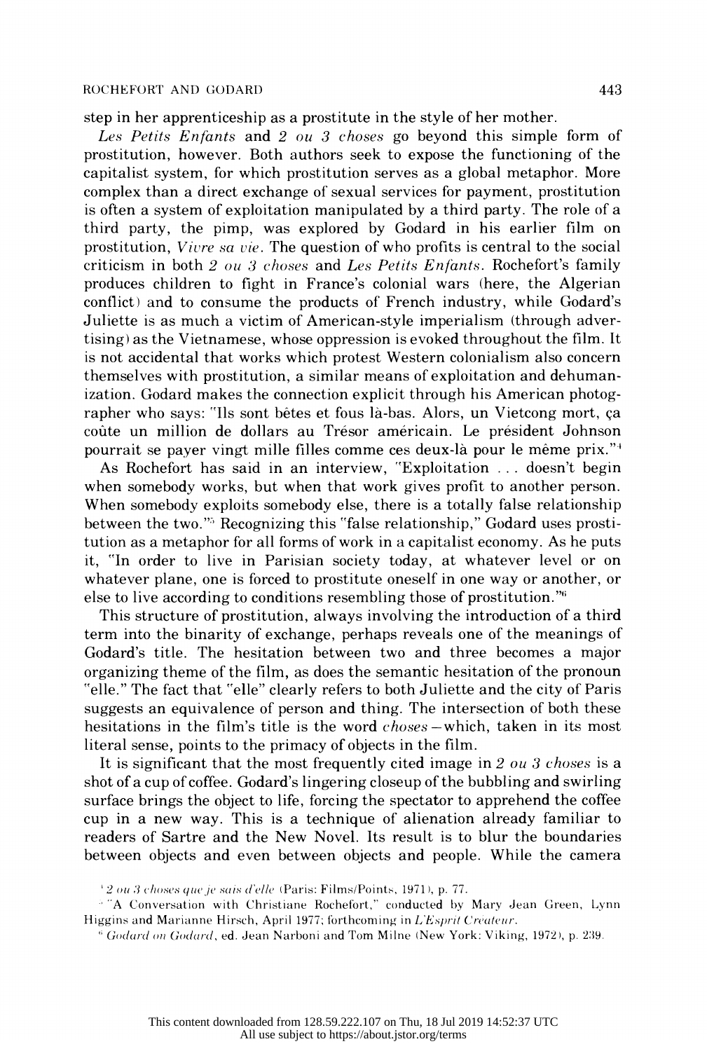step in her apprenticeship as a prostitute in the style of her mother.

*Les Petits Enfants* and *2 ou 3 choses* go beyond this simple form of prostitution, however. Both authors seek to expose the functioning of the capitalist system, for which prostitution serves as a global metaphor. More complex than a direct exchange of sexual services for payment, prostitution is often a system of exploitation manipulated by a third party. The role of a third party, the pimp, was explored by Godard in his earlier film on prostitution, *Vivre sa vie*. The question of who profits is central to the social criticism in both *2 ou 3 choses* and *Les Petits Enfants*. Rochefort's family produces children to fight in France's colonial wars (here, the Algerian conflict) and to consume the products of French industry, while Godard's Juliette is as much a victim of American-style imperialism (through advertising) as the Vietnamese, whose oppression is evoked throughout the film. It is not accidental that works which protest Western colonialism also concern themselves with prostitution, a similar means of exploitation and dehumanization. Godard makes the connection explicit through his American photographer who says: "Ils sont bêtes et fous là-bas. Alors, un Vietcong mort, ça coûte un million de dollars au Trésor américain. Le président Johnson pourrait se payer vingt mille filles comme ces deux-là pour le même prix."[4]

As Rochefort has said in an interview, "Exploitation . . . doesn't begin when somebody works, but when that work gives profit to another person. When somebody exploits somebody else, there is a totally false relationship between the two."[5] Recognizing this "false relationship," Godard uses prostitution as a metaphor for all forms of work in a capitalist economy. As he puts it, "In order to live in Parisian society today, at whatever level or on whatever plane, one is forced to prostitute oneself in one way or another, or else to live according to conditions resembling those of prostitution."[6]

This structure of prostitution, always involving the introduction of a third term into the binarity of exchange, perhaps reveals one of the meanings of Godard's title. The hesitation between two and three becomes a major organizing theme of the film, as does the semantic hesitation of the pronoun "elle." The fact that "elle" clearly refers to both Juliette and the city of Paris suggests an equivalence of person and thing. The intersection of both these hesitations in the film's title is the word *choses*—which, taken in its most literal sense, points to the primacy of objects in the film.

It is significant that the most frequently cited image in *2 ou 3 choses* is a shot of a cup of coffee. Godard's lingering closeup of the bubbling and swirling surface brings the object to life, forcing the spectator to apprehend the coffee cup in a new way. This is a technique of alienation already familiar to readers of Sartre and the New Novel. Its result is to blur the boundaries between objects and even between objects and people. While the camera

[4] *2 ou 3 choses que je sais d'elle* (Paris: Films/Points, 1971), p. 77.

[5] "A Conversation with Christiane Rochefort," conducted by Mary Jean Green, Lynn Higgins and Marianne Hirsch, April 1977; forthcoming in *L'Esprit Créateur*.

[6] *Godard on Godard*, ed. Jean Narboni and Tom Milne (New York: Viking, 1972), p. 239.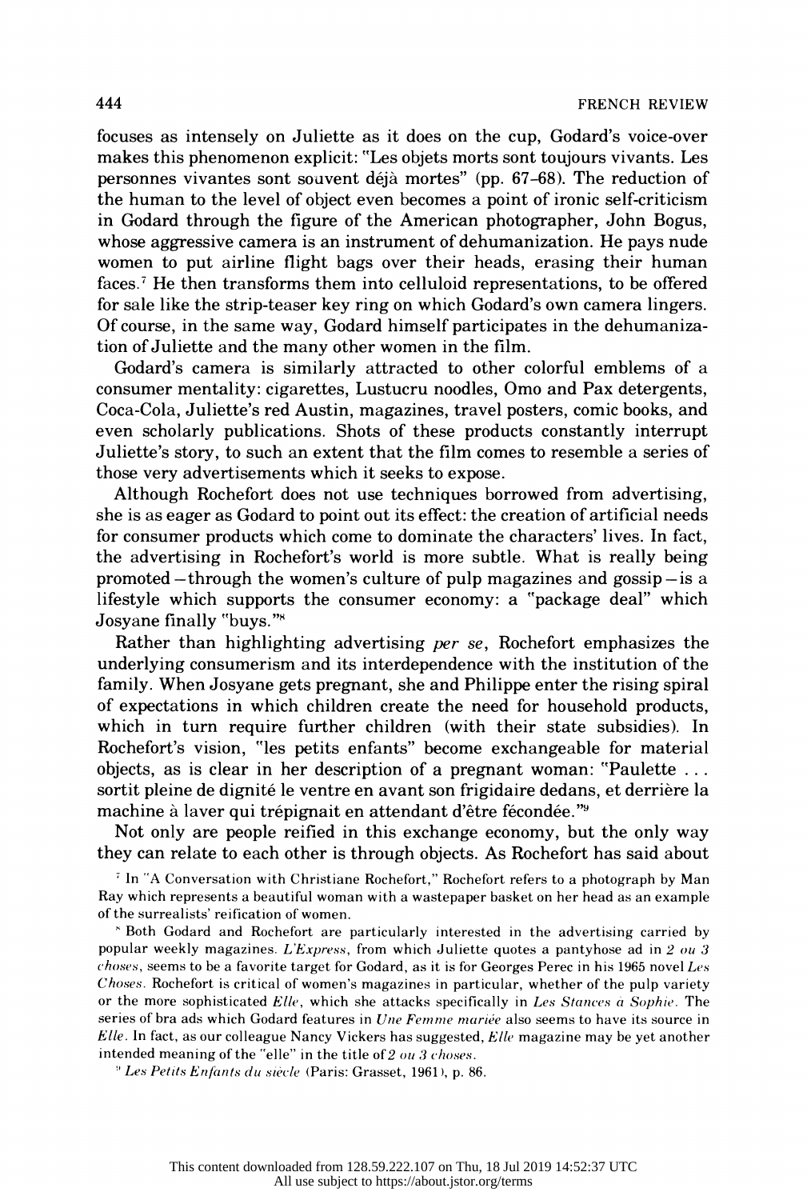focuses as intensely on Juliette as it does on the cup, Godard's voice-over makes this phenomenon explicit: "Les objets morts sont toujours vivants. Les personnes vivantes sont souvent déjà mortes" (pp. 67–68). The reduction of the human to the level of object even becomes a point of ironic self-criticism in Godard through the figure of the American photographer, John Bogus, whose aggressive camera is an instrument of dehumanization. He pays nude women to put airline flight bags over their heads, erasing their human faces.[7] He then transforms them into celluloid representations, to be offered for sale like the strip-teaser key ring on which Godard's own camera lingers. Of course, in the same way, Godard himself participates in the dehumanization of Juliette and the many other women in the film.

Godard's camera is similarly attracted to other colorful emblems of a consumer mentality: cigarettes, Lustucru noodles, Omo and Pax detergents, Coca-Cola, Juliette's red Austin, magazines, travel posters, comic books, and even scholarly publications. Shots of these products constantly interrupt Juliette's story, to such an extent that the film comes to resemble a series of those very advertisements which it seeks to expose.

Although Rochefort does not use techniques borrowed from advertising, she is as eager as Godard to point out its effect: the creation of artificial needs for consumer products which come to dominate the characters' lives. In fact, the advertising in Rochefort's world is more subtle. What is really being promoted—through the women's culture of pulp magazines and gossip—is a lifestyle which supports the consumer economy: a "package deal" which Josyane finally "buys."[8]

Rather than highlighting advertising *per se*, Rochefort emphasizes the underlying consumerism and its interdependence with the institution of the family. When Josyane gets pregnant, she and Philippe enter the rising spiral of expectations in which children create the need for household products, which in turn require further children (with their state subsidies). In Rochefort's vision, "les petits enfants" become exchangeable for material objects, as is clear in her description of a pregnant woman: "Paulette ... sortit pleine de dignité le ventre en avant son frigidaire dedans, et derrière la machine à laver qui trépignait en attendant d'être fécondée."[9]

Not only are people reified in this exchange economy, but the only way they can relate to each other is through objects. As Rochefort has said about

[7] In "A Conversation with Christiane Rochefort," Rochefort refers to a photograph by Man Ray which represents a beautiful woman with a wastepaper basket on her head as an example of the surrealists' reification of women.

[8] Both Godard and Rochefort are particularly interested in the advertising carried by popular weekly magazines. *L'Express*, from which Juliette quotes a pantyhose ad in *2 ou 3 choses*, seems to be a favorite target for Godard, as it is for Georges Perec in his 1965 novel *Les Choses*. Rochefort is critical of women's magazines in particular, whether of the pulp variety or the more sophisticated *Elle*, which she attacks specifically in *Les Stances à Sophie*. The series of bra ads which Godard features in *Une Femme mariée* also seems to have its source in *Elle*. In fact, as our colleague Nancy Vickers has suggested, *Elle* magazine may be yet another intended meaning of the "elle" in the title of *2 ou 3 choses*.

[9] *Les Petits Enfants du siècle* (Paris: Grasset, 1961), p. 86.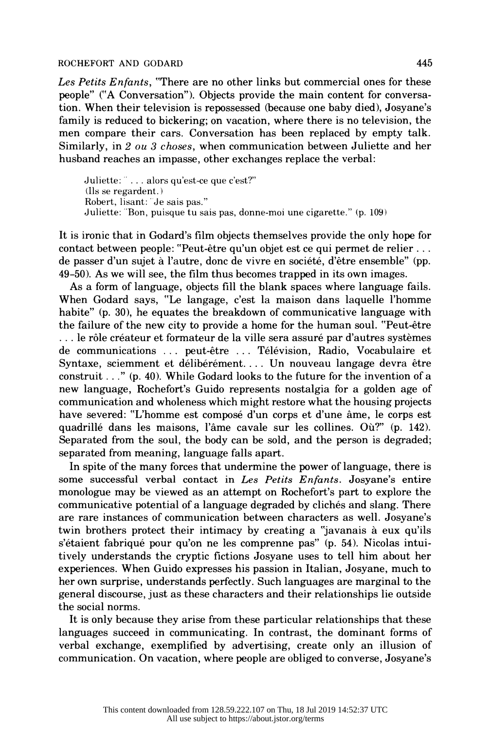*Les Petits Enfants*, "There are no other links but commercial ones for these people" ("A Conversation"). Objects provide the main content for conversation. When their television is repossessed (because one baby died), Josyane's family is reduced to bickering; on vacation, where there is no television, the men compare their cars. Conversation has been replaced by empty talk. Similarly, in *2 ou 3 choses*, when communication between Juliette and her husband reaches an impasse, other exchanges replace the verbal:

> Juliette: " . . . alors qu'est-ce que c'est?"
> (Ils se regardent.)
> Robert, lisant: "Je sais pas."
> Juliette: "Bon, puisque tu sais pas, donne-moi une cigarette." (p. 109)

It is ironic that in Godard's film objects themselves provide the only hope for contact between people: "Peut-être qu'un objet est ce qui permet de relier . . . de passer d'un sujet à l'autre, donc de vivre en société, d'être ensemble" (pp. 49–50). As we will see, the film thus becomes trapped in its own images.

As a form of language, objects fill the blank spaces where language fails. When Godard says, "Le langage, c'est la maison dans laquelle l'homme habite" (p. 30), he equates the breakdown of communicative language with the failure of the new city to provide a home for the human soul. "Peut-être . . . le rôle créateur et formateur de la ville sera assuré par d'autres systèmes de communications . . . peut-être . . . Télévision, Radio, Vocabulaire et Syntaxe, sciemment et délibérément. . . . Un nouveau langage devra être construit . . ." (p. 40). While Godard looks to the future for the invention of a new language, Rochefort's Guido represents nostalgia for a golden age of communication and wholeness which might restore what the housing projects have severed: "L'homme est composé d'un corps et d'une âme, le corps est quadrillé dans les maisons, l'âme cavale sur les collines. Où?" (p. 142). Separated from the soul, the body can be sold, and the person is degraded; separated from meaning, language falls apart.

In spite of the many forces that undermine the power of language, there is some successful verbal contact in *Les Petits Enfants*. Josyane's entire monologue may be viewed as an attempt on Rochefort's part to explore the communicative potential of a language degraded by clichés and slang. There are rare instances of communication between characters as well. Josyane's twin brothers protect their intimacy by creating a "javanais à eux qu'ils s'étaient fabriqué pour qu'on ne les comprenne pas" (p. 54). Nicolas intuitively understands the cryptic fictions Josyane uses to tell him about her experiences. When Guido expresses his passion in Italian, Josyane, much to her own surprise, understands perfectly. Such languages are marginal to the general discourse, just as these characters and their relationships lie outside the social norms.

It is only because they arise from these particular relationships that these languages succeed in communicating. In contrast, the dominant forms of verbal exchange, exemplified by advertising, create only an illusion of communication. On vacation, where people are obliged to converse, Josyane's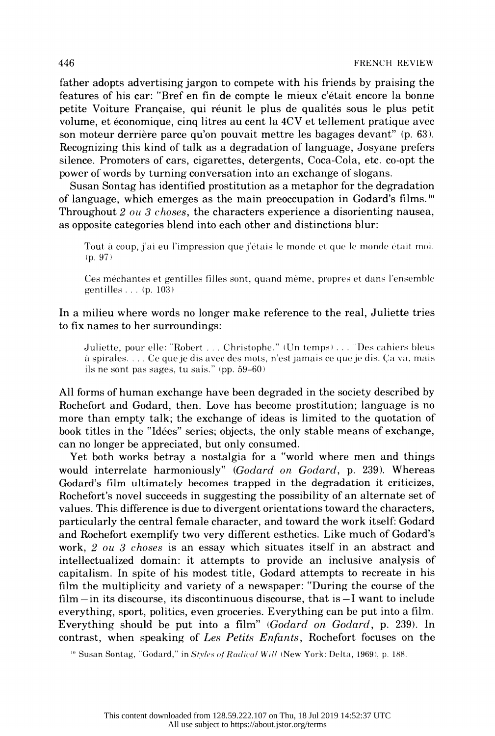father adopts advertising jargon to compete with his friends by praising the features of his car: "Bref en fin de compte le mieux c'était encore la bonne petite Voiture Française, qui réunit le plus de qualités sous le plus petit volume, et économique, cinq litres au cent la 4CV et tellement pratique avec son moteur derrière parce qu'on pouvait mettre les bagages devant" (p. 63). Recognizing this kind of talk as a degradation of language, Josyane prefers silence. Promoters of cars, cigarettes, detergents, Coca-Cola, etc. co-opt the power of words by turning conversation into an exchange of slogans.

Susan Sontag has identified prostitution as a metaphor for the degradation of language, which emerges as the main preoccupation in Godard's films.[10] Throughout *2 ou 3 choses*, the characters experience a disorienting nausea, as opposite categories blend into each other and distinctions blur:

> Tout à coup, j'ai eu l'impression que j'étais le monde et que le monde était moi. (p. 97)

> Ces méchantes et gentilles filles sont, quand même, propres et dans l'ensemble gentilles . . . (p. 103)

In a milieu where words no longer make reference to the real, Juliette tries to fix names to her surroundings:

> Juliette, pour elle: "Robert . . . Christophe." (Un temps) . . . "Des cahiers bleus à spirales. . . . Ce que je dis avec des mots, n'est jamais ce que je dis. Ça va, mais ils ne sont pas sages, tu sais." (pp. 59–60)

All forms of human exchange have been degraded in the society described by Rochefort and Godard, then. Love has become prostitution; language is no more than empty talk; the exchange of ideas is limited to the quotation of book titles in the "Idées" series; objects, the only stable means of exchange, can no longer be appreciated, but only consumed.

Yet both works betray a nostalgia for a "world where men and things would interrelate harmoniously" (*Godard on Godard*, p. 239). Whereas Godard's film ultimately becomes trapped in the degradation it criticizes, Rochefort's novel succeeds in suggesting the possibility of an alternate set of values. This difference is due to divergent orientations toward the characters, particularly the central female character, and toward the work itself: Godard and Rochefort exemplify two very different esthetics. Like much of Godard's work, *2 ou 3 choses* is an essay which situates itself in an abstract and intellectualized domain: it attempts to provide an inclusive analysis of capitalism. In spite of his modest title, Godard attempts to recreate in his film the multiplicity and variety of a newspaper: "During the course of the film—in its discourse, its discontinuous discourse, that is—I want to include everything, sport, politics, even groceries. Everything can be put into a film. Everything should be put into a film" (*Godard on Godard*, p. 239). In contrast, when speaking of *Les Petits Enfants*, Rochefort focuses on the

[10] Susan Sontag, "Godard," in *Styles of Radical Will* (New York: Delta, 1969), p. 188.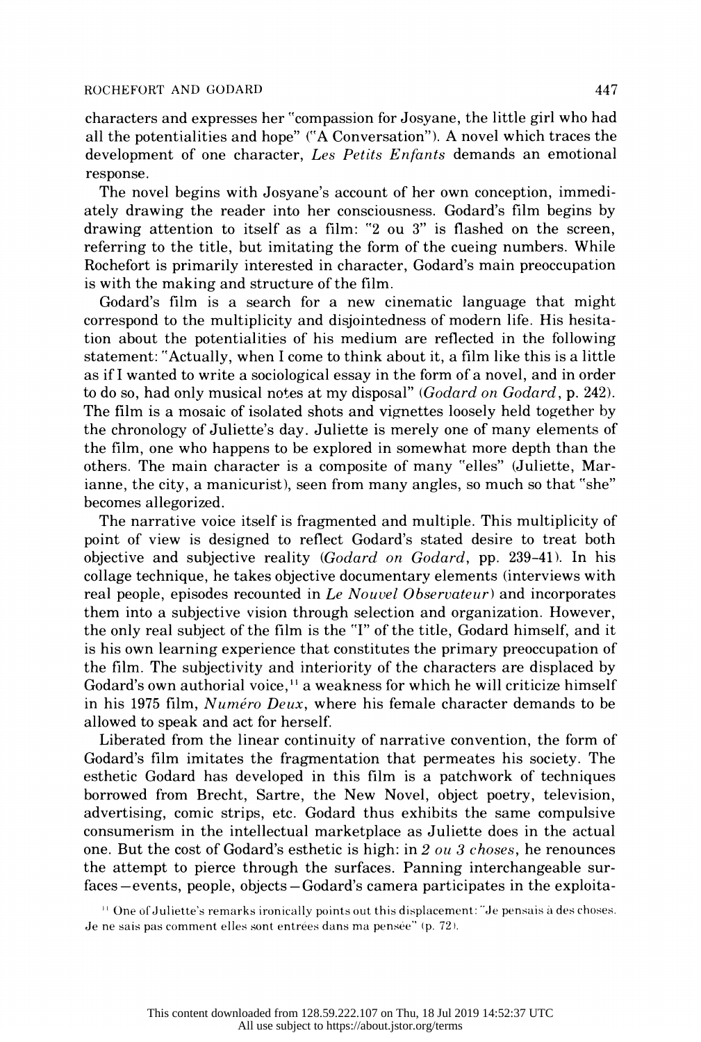characters and expresses her "compassion for Josyane, the little girl who had all the potentialities and hope" ("A Conversation"). A novel which traces the development of one character, *Les Petits Enfants* demands an emotional response.

The novel begins with Josyane's account of her own conception, immediately drawing the reader into her consciousness. Godard's film begins by drawing attention to itself as a film: "2 ou 3" is flashed on the screen, referring to the title, but imitating the form of the cueing numbers. While Rochefort is primarily interested in character, Godard's main preoccupation is with the making and structure of the film.

Godard's film is a search for a new cinematic language that might correspond to the multiplicity and disjointedness of modern life. His hesitation about the potentialities of his medium are reflected in the following statement: "Actually, when I come to think about it, a film like this is a little as if I wanted to write a sociological essay in the form of a novel, and in order to do so, had only musical notes at my disposal" (*Godard on Godard*, p. 242). The film is a mosaic of isolated shots and vignettes loosely held together by the chronology of Juliette's day. Juliette is merely one of many elements of the film, one who happens to be explored in somewhat more depth than the others. The main character is a composite of many "elles" (Juliette, Marianne, the city, a manicurist), seen from many angles, so much so that "she" becomes allegorized.

The narrative voice itself is fragmented and multiple. This multiplicity of point of view is designed to reflect Godard's stated desire to treat both objective and subjective reality (*Godard on Godard*, pp. 239–41). In his collage technique, he takes objective documentary elements (interviews with real people, episodes recounted in *Le Nouvel Observateur*) and incorporates them into a subjective vision through selection and organization. However, the only real subject of the film is the "I" of the title, Godard himself, and it is his own learning experience that constitutes the primary preoccupation of the film. The subjectivity and interiority of the characters are displaced by Godard's own authorial voice,[11] a weakness for which he will criticize himself in his 1975 film, *Numéro Deux*, where his female character demands to be allowed to speak and act for herself.

Liberated from the linear continuity of narrative convention, the form of Godard's film imitates the fragmentation that permeates his society. The esthetic Godard has developed in this film is a patchwork of techniques borrowed from Brecht, Sartre, the New Novel, object poetry, television, advertising, comic strips, etc. Godard thus exhibits the same compulsive consumerism in the intellectual marketplace as Juliette does in the actual one. But the cost of Godard's esthetic is high: in *2 ou 3 choses*, he renounces the attempt to pierce through the surfaces. Panning interchangeable surfaces—events, people, objects—Godard's camera participates in the exploita-

[11] One of Juliette's remarks ironically points out this displacement: "Je pensais à des choses. Je ne sais pas comment elles sont entrées dans ma pensée" (p. 72).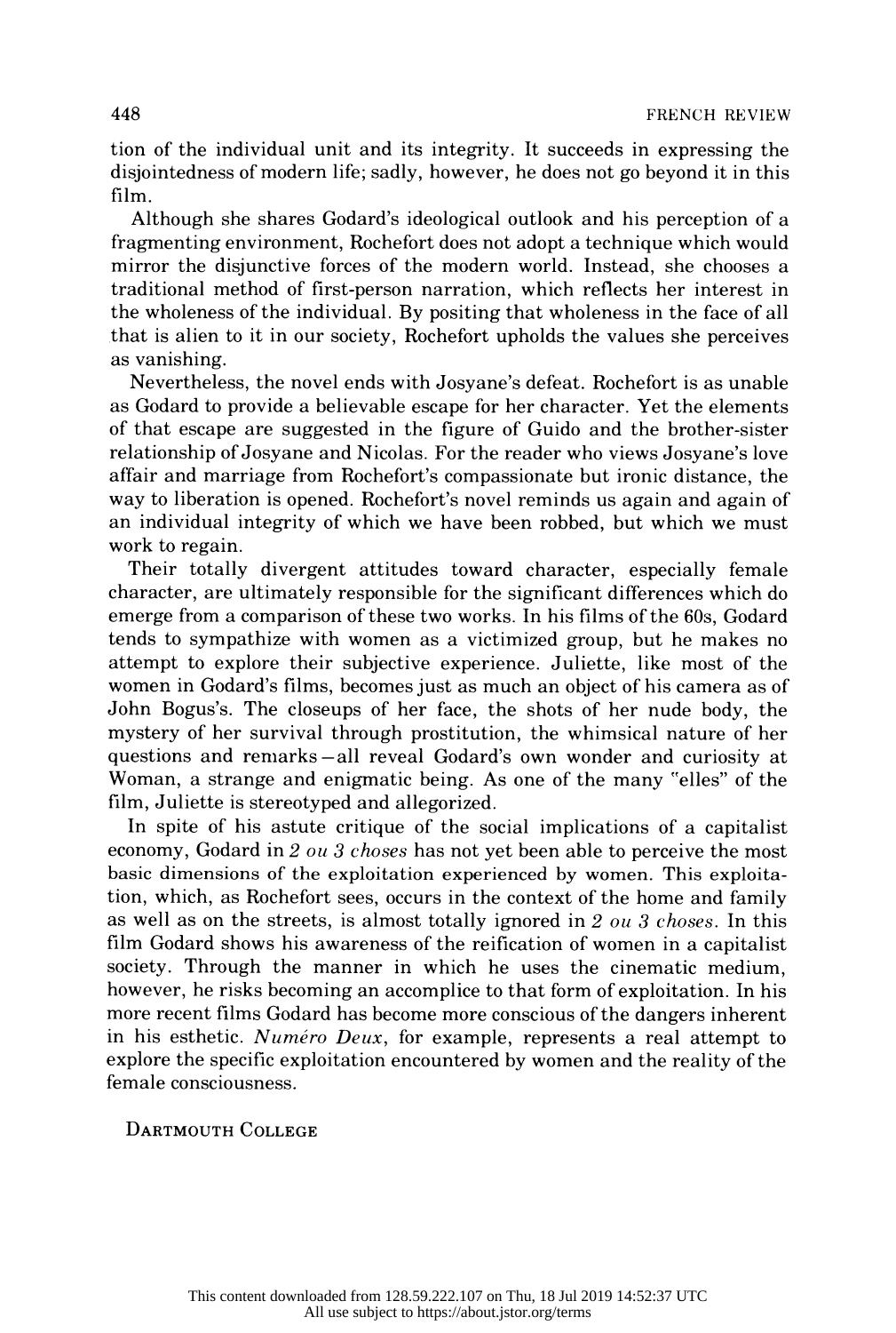tion of the individual unit and its integrity. It succeeds in expressing the disjointedness of modern life; sadly, however, he does not go beyond it in this film.

Although she shares Godard's ideological outlook and his perception of a fragmenting environment, Rochefort does not adopt a technique which would mirror the disjunctive forces of the modern world. Instead, she chooses a traditional method of first-person narration, which reflects her interest in the wholeness of the individual. By positing that wholeness in the face of all that is alien to it in our society, Rochefort upholds the values she perceives as vanishing.

Nevertheless, the novel ends with Josyane's defeat. Rochefort is as unable as Godard to provide a believable escape for her character. Yet the elements of that escape are suggested in the figure of Guido and the brother-sister relationship of Josyane and Nicolas. For the reader who views Josyane's love affair and marriage from Rochefort's compassionate but ironic distance, the way to liberation is opened. Rochefort's novel reminds us again and again of an individual integrity of which we have been robbed, but which we must work to regain.

Their totally divergent attitudes toward character, especially female character, are ultimately responsible for the significant differences which do emerge from a comparison of these two works. In his films of the 60s, Godard tends to sympathize with women as a victimized group, but he makes no attempt to explore their subjective experience. Juliette, like most of the women in Godard's films, becomes just as much an object of his camera as of John Bogus's. The closeups of her face, the shots of her nude body, the mystery of her survival through prostitution, the whimsical nature of her questions and remarks—all reveal Godard's own wonder and curiosity at Woman, a strange and enigmatic being. As one of the many "elles" of the film, Juliette is stereotyped and allegorized.

In spite of his astute critique of the social implications of a capitalist economy, Godard in *2 ou 3 choses* has not yet been able to perceive the most basic dimensions of the exploitation experienced by women. This exploitation, which, as Rochefort sees, occurs in the context of the home and family as well as on the streets, is almost totally ignored in *2 ou 3 choses*. In this film Godard shows his awareness of the reification of women in a capitalist society. Through the manner in which he uses the cinematic medium, however, he risks becoming an accomplice to that form of exploitation. In his more recent films Godard has become more conscious of the dangers inherent in his esthetic. *Numéro Deux*, for example, represents a real attempt to explore the specific exploitation encountered by women and the reality of the female consciousness.

Dartmouth College